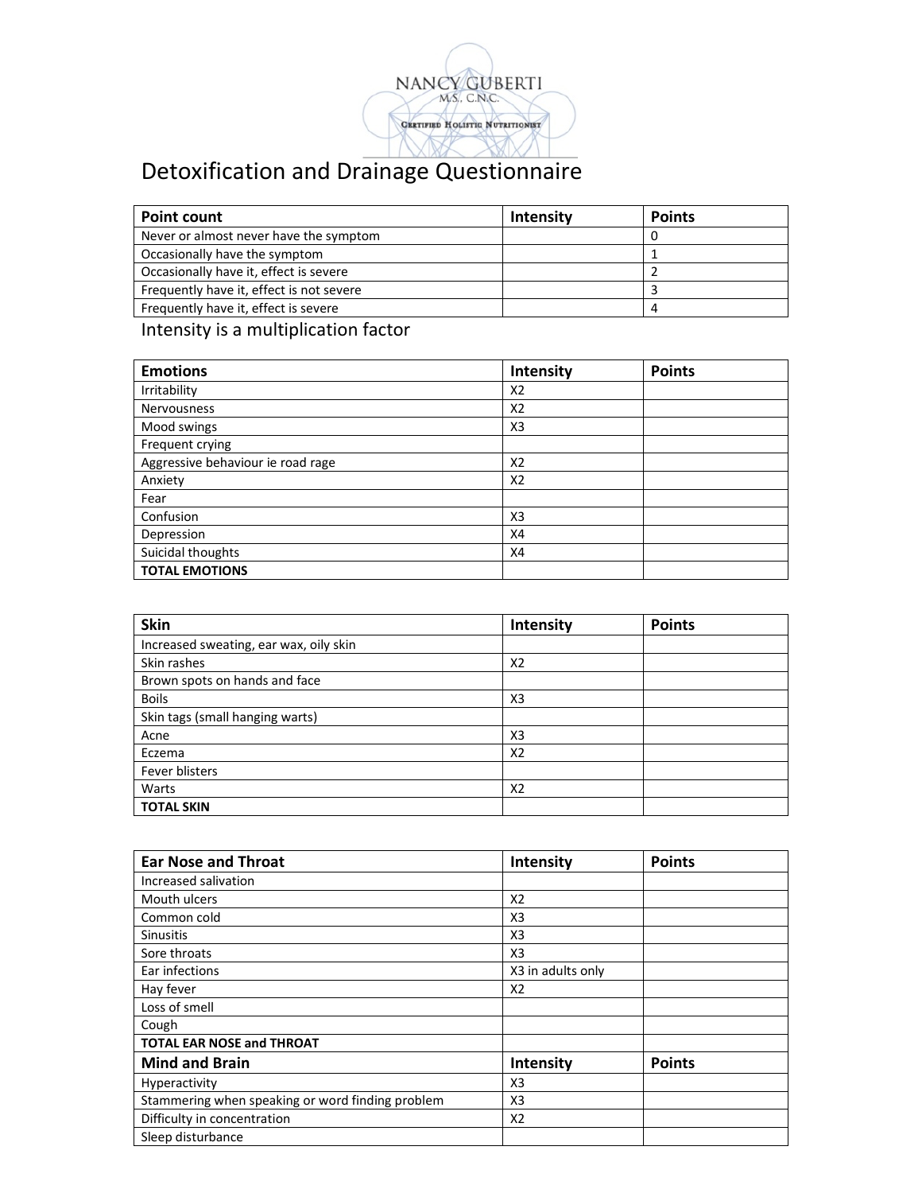NANCY GUBERTI
M.S., C.N.C.

CERTIFIED HOLISTIC NUTRITIONIST

# Detoxification and Drainage Questionnaire

| Point count | Intensity | Points |
|---|---|---|
| Never or almost never have the symptom | | 0 |
| Occasionally have the symptom | | 1 |
| Occasionally have it, effect is severe | | 2 |
| Frequently have it, effect is not severe | | 3 |
| Frequently have it, effect is severe | | 4 |

Intensity is a multiplication factor

| Emotions | Intensity | Points |
|---|---|---|
| Irritability | X2 | |
| Nervousness | X2 | |
| Mood swings | X3 | |
| Frequent crying | | |
| Aggressive behaviour ie road rage | X2 | |
| Anxiety | X2 | |
| Fear | | |
| Confusion | X3 | |
| Depression | X4 | |
| Suicidal thoughts | X4 | |
| **TOTAL EMOTIONS** | | |

| Skin | Intensity | Points |
|---|---|---|
| Increased sweating, ear wax, oily skin | | |
| Skin rashes | X2 | |
| Brown spots on hands and face | | |
| Boils | X3 | |
| Skin tags (small hanging warts) | | |
| Acne | X3 | |
| Eczema | X2 | |
| Fever blisters | | |
| Warts | X2 | |
| **TOTAL SKIN** | | |

| Ear Nose and Throat | Intensity | Points |
|---|---|---|
| Increased salivation | | |
| Mouth ulcers | X2 | |
| Common cold | X3 | |
| Sinusitis | X3 | |
| Sore throats | X3 | |
| Ear infections | X3 in adults only | |
| Hay fever | X2 | |
| Loss of smell | | |
| Cough | | |
| **TOTAL EAR NOSE and THROAT** | | |

| Mind and Brain | Intensity | Points |
|---|---|---|
| Hyperactivity | X3 | |
| Stammering when speaking or word finding problem | X3 | |
| Difficulty in concentration | X2 | |
| Sleep disturbance | | |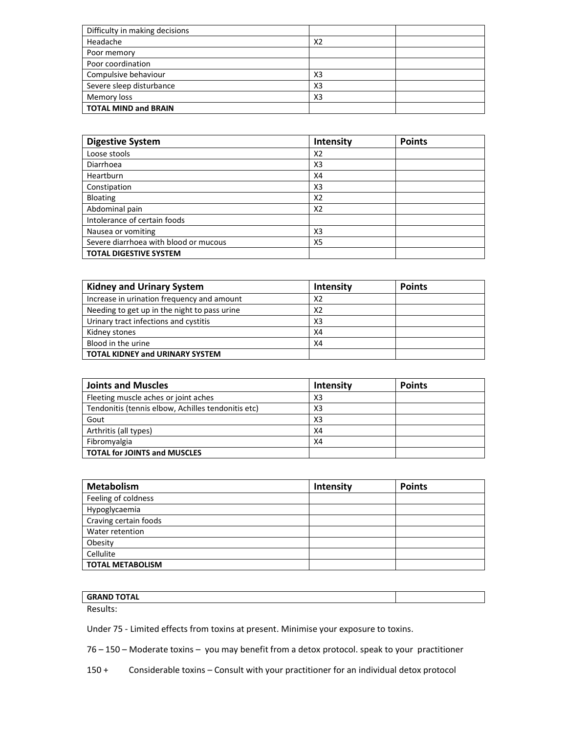| | | |
|---|---|---|
| Difficulty in making decisions | | |
| Headache | X2 | |
| Poor memory | | |
| Poor coordination | | |
| Compulsive behaviour | X3 | |
| Severe sleep disturbance | X3 | |
| Memory loss | X3 | |
| **TOTAL MIND and BRAIN** | | |

| **Digestive System** | **Intensity** | **Points** |
|---|---|---|
| Loose stools | X2 | |
| Diarrhoea | X3 | |
| Heartburn | X4 | |
| Constipation | X3 | |
| Bloating | X2 | |
| Abdominal pain | X2 | |
| Intolerance of certain foods | | |
| Nausea or vomiting | X3 | |
| Severe diarrhoea with blood or mucous | X5 | |
| **TOTAL DIGESTIVE SYSTEM** | | |

| **Kidney and Urinary System** | **Intensity** | **Points** |
|---|---|---|
| Increase in urination frequency and amount | X2 | |
| Needing to get up in the night to pass urine | X2 | |
| Urinary tract infections and cystitis | X3 | |
| Kidney stones | X4 | |
| Blood in the urine | X4 | |
| **TOTAL KIDNEY and URINARY SYSTEM** | | |

| **Joints and Muscles** | **Intensity** | **Points** |
|---|---|---|
| Fleeting muscle aches or joint aches | X3 | |
| Tendonitis (tennis elbow, Achilles tendonitis etc) | X3 | |
| Gout | X3 | |
| Arthritis (all types) | X4 | |
| Fibromyalgia | X4 | |
| **TOTAL for JOINTS and MUSCLES** | | |

| **Metabolism** | **Intensity** | **Points** |
|---|---|---|
| Feeling of coldness | | |
| Hypoglycaemia | | |
| Craving certain foods | | |
| Water retention | | |
| Obesity | | |
| Cellulite | | |
| **TOTAL METABOLISM** | | |

| | |
|---|---|
| **GRAND TOTAL** | |

Results:

Under 75 - Limited effects from toxins at present. Minimise your exposure to toxins.

76 – 150 – Moderate toxins – you may benefit from a detox protocol. speak to your practitioner

150 + Considerable toxins – Consult with your practitioner for an individual detox protocol